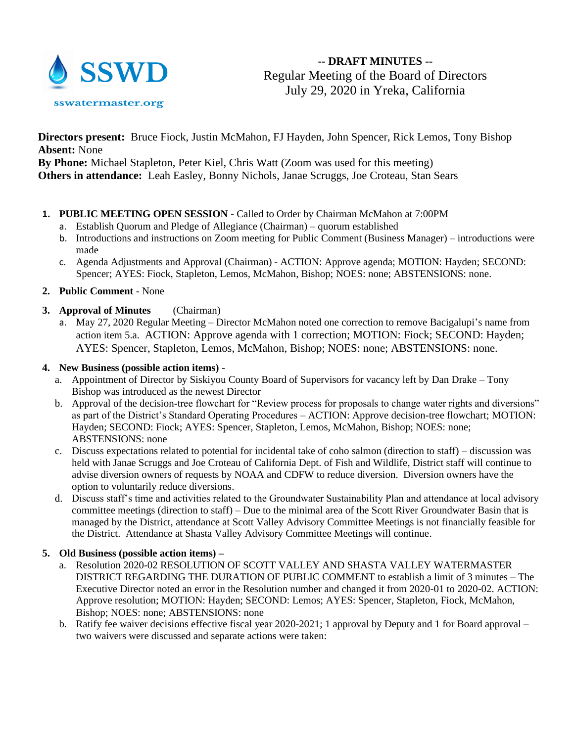SSWD

sswatermaster.org

**-- DRAFT MINUTES --**

Regular Meeting of the Board of Directors

July 29, 2020 in Yreka, California

**Directors present:** Bruce Fiock, Justin McMahon, FJ Hayden, John Spencer, Rick Lemos, Tony Bishop
**Absent:** None
**By Phone:** Michael Stapleton, Peter Kiel, Chris Watt (Zoom was used for this meeting)
**Others in attendance:** Leah Easley, Bonny Nichols, Janae Scruggs, Joe Croteau, Stan Sears

1. **PUBLIC MEETING OPEN SESSION -** Called to Order by Chairman McMahon at 7:00PM
   a. Establish Quorum and Pledge of Allegiance (Chairman) – quorum established
   b. Introductions and instructions on Zoom meeting for Public Comment (Business Manager) – introductions were made
   c. Agenda Adjustments and Approval (Chairman) - ACTION: Approve agenda; MOTION: Hayden; SECOND: Spencer; AYES: Fiock, Stapleton, Lemos, McMahon, Bishop; NOES: none; ABSTENSIONS: none.
2. **Public Comment** - None
3. **Approval of Minutes** (Chairman)
   a. May 27, 2020 Regular Meeting – Director McMahon noted one correction to remove Bacigalupi's name from action item 5.a. ACTION: Approve agenda with 1 correction; MOTION: Fiock; SECOND: Hayden; AYES: Spencer, Stapleton, Lemos, McMahon, Bishop; NOES: none; ABSTENSIONS: none.
4. **New Business (possible action items)** -
   a. Appointment of Director by Siskiyou County Board of Supervisors for vacancy left by Dan Drake – Tony Bishop was introduced as the newest Director
   b. Approval of the decision-tree flowchart for "Review process for proposals to change water rights and diversions" as part of the District's Standard Operating Procedures – ACTION: Approve decision-tree flowchart; MOTION: Hayden; SECOND: Fiock; AYES: Spencer, Stapleton, Lemos, McMahon, Bishop; NOES: none; ABSTENSIONS: none
   c. Discuss expectations related to potential for incidental take of coho salmon (direction to staff) – discussion was held with Janae Scruggs and Joe Croteau of California Dept. of Fish and Wildlife, District staff will continue to advise diversion owners of requests by NOAA and CDFW to reduce diversion. Diversion owners have the option to voluntarily reduce diversions.
   d. Discuss staff's time and activities related to the Groundwater Sustainability Plan and attendance at local advisory committee meetings (direction to staff) – Due to the minimal area of the Scott River Groundwater Basin that is managed by the District, attendance at Scott Valley Advisory Committee Meetings is not financially feasible for the District. Attendance at Shasta Valley Advisory Committee Meetings will continue.
5. **Old Business (possible action items)** –
   a. Resolution 2020-02 RESOLUTION OF SCOTT VALLEY AND SHASTA VALLEY WATERMASTER DISTRICT REGARDING THE DURATION OF PUBLIC COMMENT to establish a limit of 3 minutes – The Executive Director noted an error in the Resolution number and changed it from 2020-01 to 2020-02. ACTION: Approve resolution; MOTION: Hayden; SECOND: Lemos; AYES: Spencer, Stapleton, Fiock, McMahon, Bishop; NOES: none; ABSTENSIONS: none
   b. Ratify fee waiver decisions effective fiscal year 2020-2021; 1 approval by Deputy and 1 for Board approval – two waivers were discussed and separate actions were taken: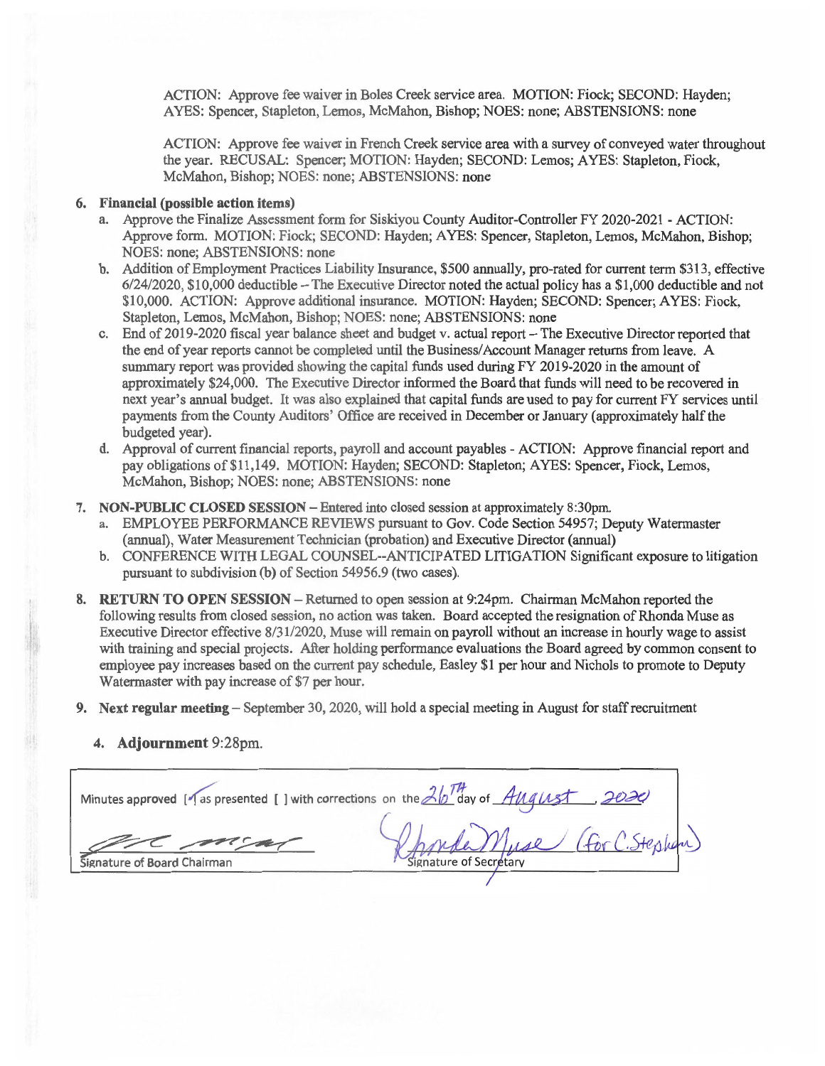ACTION: Approve fee waiver in Boles Creek service area. MOTION: Fiock; SECOND: Hayden; AYES: Spencer, Stapleton, Lemos, McMahon, Bishop; NOES: none; ABSTENSIONS: none

ACTION: Approve fee waiver in French Creek service area with a survey of conveyed water throughout the year. RECUSAL: Spencer; MOTION: Hayden; SECOND: Lemos; AYES: Stapleton, Fiock, McMahon, Bishop; NOES: none; ABSTENSIONS: none

6. **Financial (possible action items)**
   a. Approve the Finalize Assessment form for Siskiyou County Auditor-Controller FY 2020-2021 - ACTION: Approve form. MOTION: Fiock; SECOND: Hayden; AYES: Spencer, Stapleton, Lemos, McMahon, Bishop; NOES: none; ABSTENSIONS: none
   b. Addition of Employment Practices Liability Insurance, $500 annually, pro-rated for current term $313, effective 6/24/2020, $10,000 deductible -- The Executive Director noted the actual policy has a $1,000 deductible and not $10,000. ACTION: Approve additional insurance. MOTION: Hayden; SECOND: Spencer; AYES: Fiock, Stapleton, Lemos, McMahon, Bishop; NOES: none; ABSTENSIONS: none
   c. End of 2019-2020 fiscal year balance sheet and budget v. actual report -- The Executive Director reported that the end of year reports cannot be completed until the Business/Account Manager returns from leave. A summary report was provided showing the capital funds used during FY 2019-2020 in the amount of approximately $24,000. The Executive Director informed the Board that funds will need to be recovered in next year's annual budget. It was also explained that capital funds are used to pay for current FY services until payments from the County Auditors' Office are received in December or January (approximately half the budgeted year).
   d. Approval of current financial reports, payroll and account payables - ACTION: Approve financial report and pay obligations of $11,149. MOTION: Hayden; SECOND: Stapleton; AYES: Spencer, Fiock, Lemos, McMahon, Bishop; NOES: none; ABSTENSIONS: none

7. **NON-PUBLIC CLOSED SESSION** – Entered into closed session at approximately 8:30pm.
   a. EMPLOYEE PERFORMANCE REVIEWS pursuant to Gov. Code Section 54957; Deputy Watermaster (annual), Water Measurement Technician (probation) and Executive Director (annual)
   b. CONFERENCE WITH LEGAL COUNSEL--ANTICIPATED LITIGATION Significant exposure to litigation pursuant to subdivision (b) of Section 54956.9 (two cases).

8. **RETURN TO OPEN SESSION** – Returned to open session at 9:24pm. Chairman McMahon reported the following results from closed session, no action was taken. Board accepted the resignation of Rhonda Muse as Executive Director effective 8/31/2020, Muse will remain on payroll without an increase in hourly wage to assist with training and special projects. After holding performance evaluations the Board agreed by common consent to employee pay increases based on the current pay schedule, Easley $1 per hour and Nichols to promote to Deputy Watermaster with pay increase of $7 per hour.

9. **Next regular meeting** – September 30, 2020, will hold a special meeting in August for staff recruitment

4. **Adjournment** 9:28pm.

Minutes approved [✓] as presented [ ] with corrections on the 26TH day of August, 2020

(signature)
Signature of Board Chairman

Rhonda Muse (for C. Stephens)
Signature of Secretary